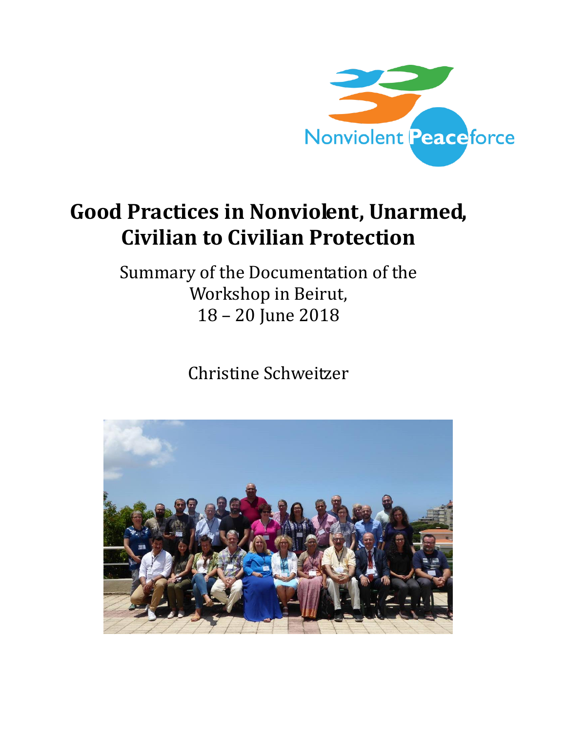Nonviolent Peaceforce

# Good Practices in Nonviolent, Unarmed, Civilian to Civilian Protection

Summary of the Documentation of the Workshop in Beirut, 18 – 20 June 2018

Christine Schweitzer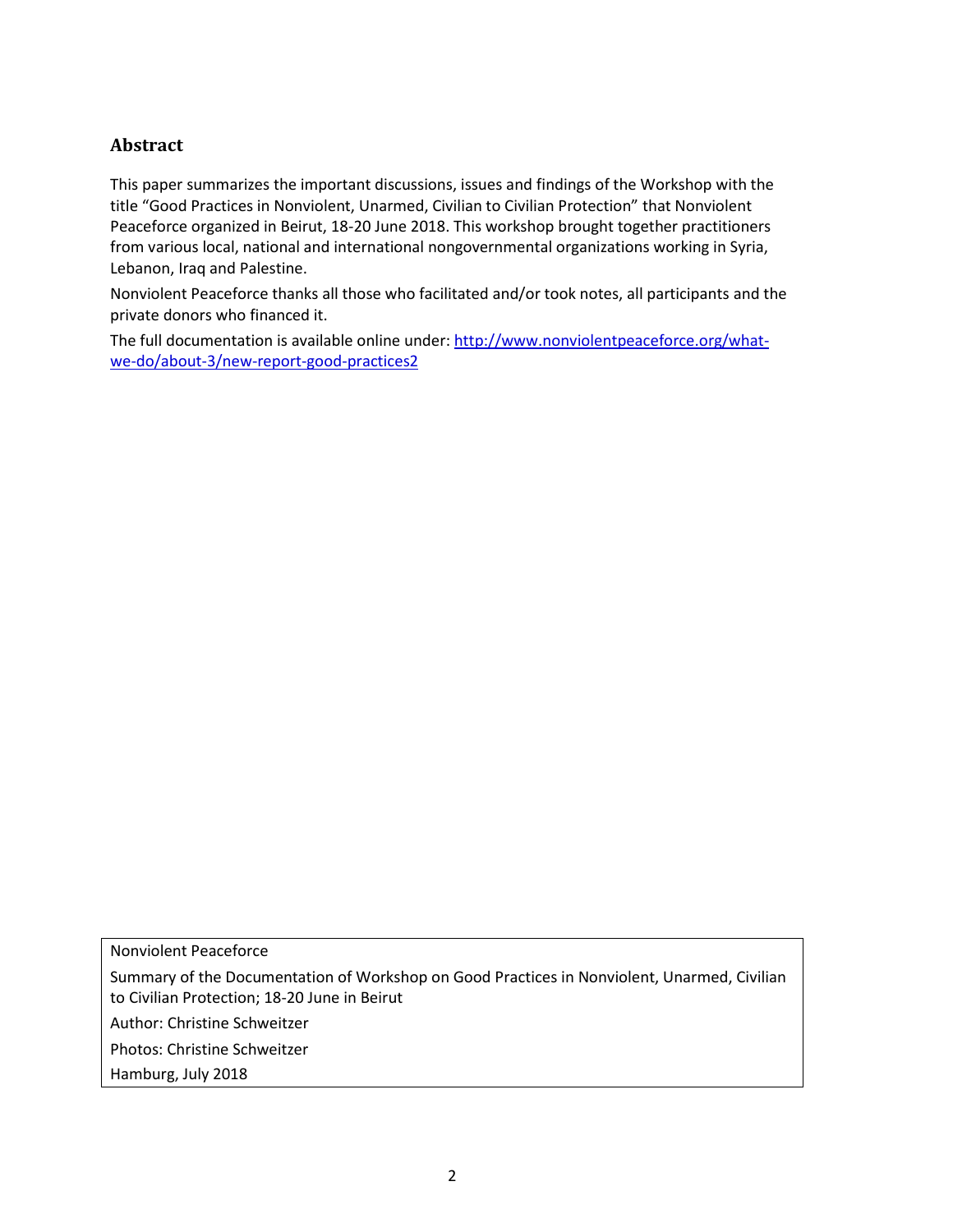## Abstract

This paper summarizes the important discussions, issues and findings of the Workshop with the title "Good Practices in Nonviolent, Unarmed, Civilian to Civilian Protection" that Nonviolent Peaceforce organized in Beirut, 18-20 June 2018. This workshop brought together practitioners from various local, national and international nongovernmental organizations working in Syria, Lebanon, Iraq and Palestine.

Nonviolent Peaceforce thanks all those who facilitated and/or took notes, all participants and the private donors who financed it.

The full documentation is available online under: [http://www.nonviolentpeaceforce.org/what-we-do/about-3/new-report-good-practices2](http://www.nonviolentpeaceforce.org/what-we-do/about-3/new-report-good-practices2)

Nonviolent Peaceforce

Summary of the Documentation of Workshop on Good Practices in Nonviolent, Unarmed, Civilian to Civilian Protection; 18-20 June in Beirut

Author: Christine Schweitzer

Photos: Christine Schweitzer

Hamburg, July 2018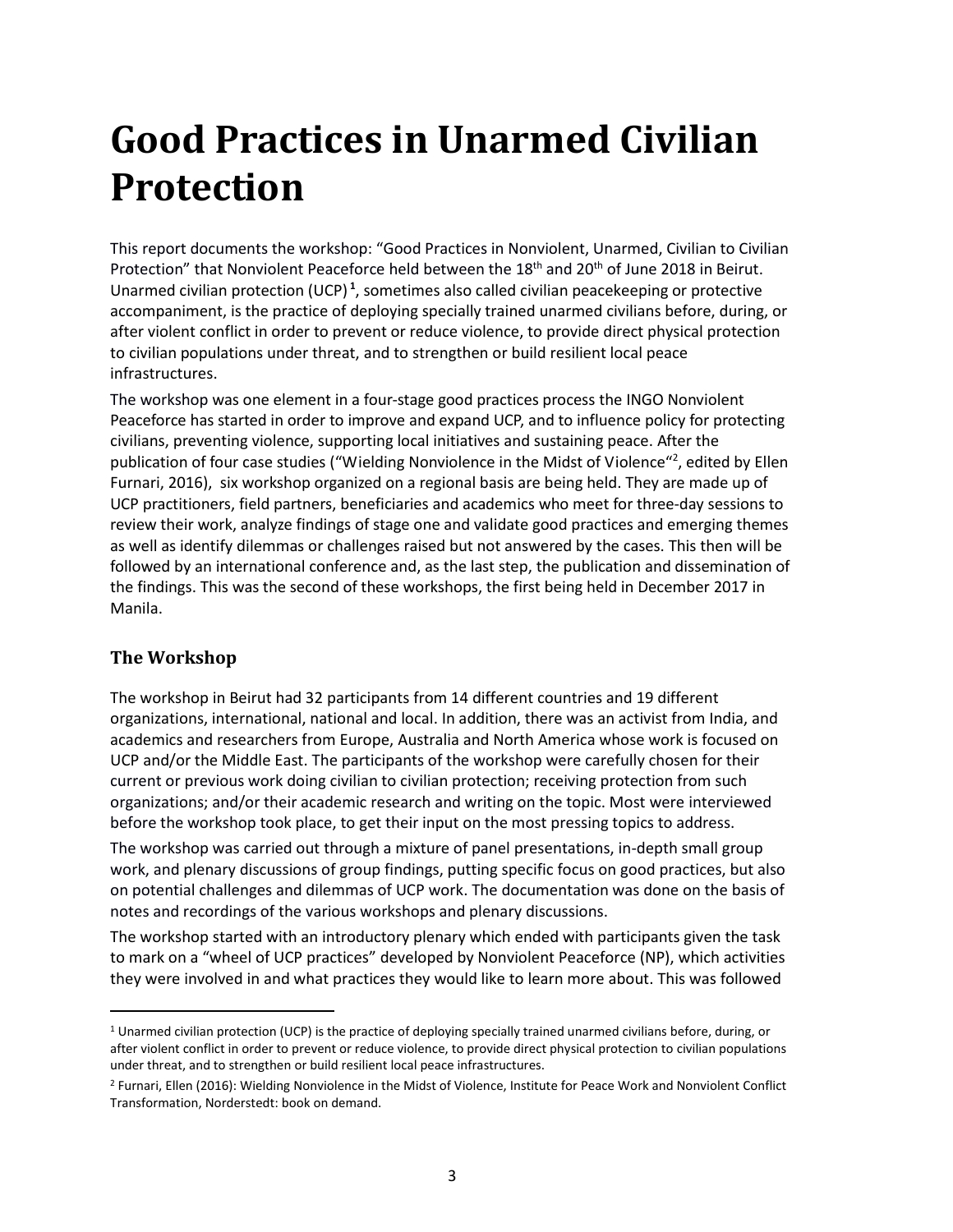# Good Practices in Unarmed Civilian Protection

This report documents the workshop: "Good Practices in Nonviolent, Unarmed, Civilian to Civilian Protection" that Nonviolent Peaceforce held between the 18th and 20th of June 2018 in Beirut. Unarmed civilian protection (UCP) [1], sometimes also called civilian peacekeeping or protective accompaniment, is the practice of deploying specially trained unarmed civilians before, during, or after violent conflict in order to prevent or reduce violence, to provide direct physical protection to civilian populations under threat, and to strengthen or build resilient local peace infrastructures.

The workshop was one element in a four-stage good practices process the INGO Nonviolent Peaceforce has started in order to improve and expand UCP, and to influence policy for protecting civilians, preventing violence, supporting local initiatives and sustaining peace. After the publication of four case studies ("Wielding Nonviolence in the Midst of Violence"[2], edited by Ellen Furnari, 2016), six workshop organized on a regional basis are being held. They are made up of UCP practitioners, field partners, beneficiaries and academics who meet for three-day sessions to review their work, analyze findings of stage one and validate good practices and emerging themes as well as identify dilemmas or challenges raised but not answered by the cases. This then will be followed by an international conference and, as the last step, the publication and dissemination of the findings. This was the second of these workshops, the first being held in December 2017 in Manila.

## The Workshop

The workshop in Beirut had 32 participants from 14 different countries and 19 different organizations, international, national and local. In addition, there was an activist from India, and academics and researchers from Europe, Australia and North America whose work is focused on UCP and/or the Middle East. The participants of the workshop were carefully chosen for their current or previous work doing civilian to civilian protection; receiving protection from such organizations; and/or their academic research and writing on the topic. Most were interviewed before the workshop took place, to get their input on the most pressing topics to address.

The workshop was carried out through a mixture of panel presentations, in-depth small group work, and plenary discussions of group findings, putting specific focus on good practices, but also on potential challenges and dilemmas of UCP work. The documentation was done on the basis of notes and recordings of the various workshops and plenary discussions.

The workshop started with an introductory plenary which ended with participants given the task to mark on a "wheel of UCP practices" developed by Nonviolent Peaceforce (NP), which activities they were involved in and what practices they would like to learn more about. This was followed

---

[1] Unarmed civilian protection (UCP) is the practice of deploying specially trained unarmed civilians before, during, or after violent conflict in order to prevent or reduce violence, to provide direct physical protection to civilian populations under threat, and to strengthen or build resilient local peace infrastructures.

[2] Furnari, Ellen (2016): Wielding Nonviolence in the Midst of Violence, Institute for Peace Work and Nonviolent Conflict Transformation, Norderstedt: book on demand.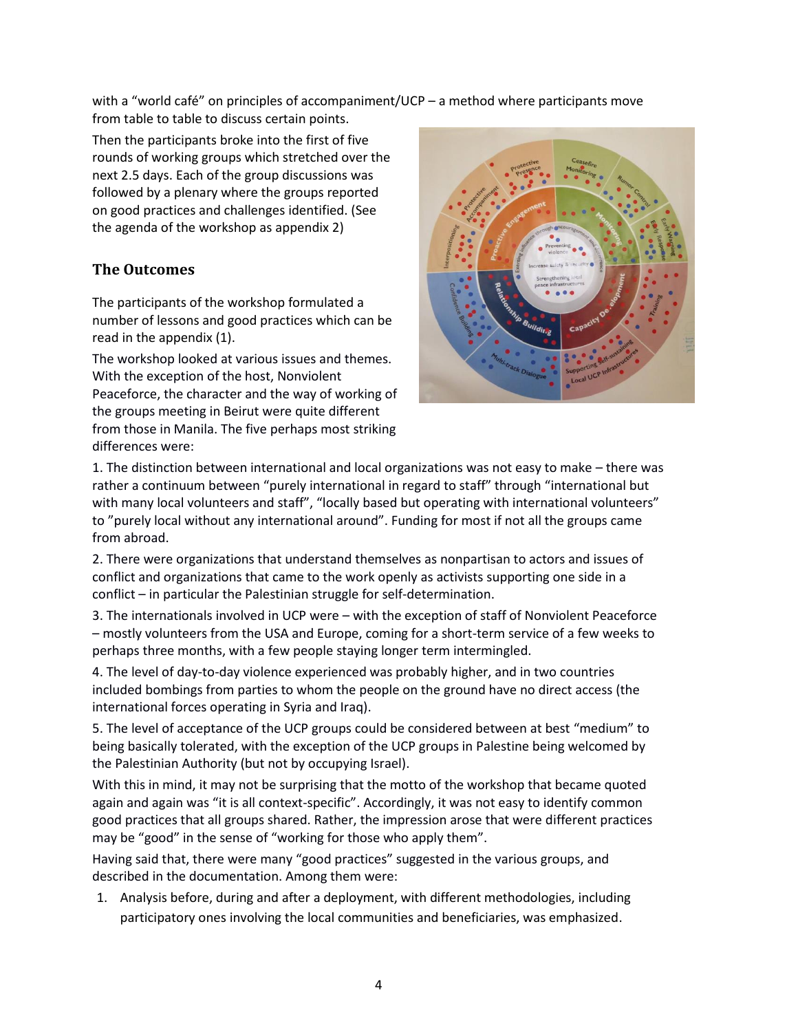with a "world café" on principles of accompaniment/UCP – a method where participants move from table to table to discuss certain points.

Then the participants broke into the first of five rounds of working groups which stretched over the next 2.5 days. Each of the group discussions was followed by a plenary where the groups reported on good practices and challenges identified. (See the agenda of the workshop as appendix 2)

## The Outcomes

The participants of the workshop formulated a number of lessons and good practices which can be read in the appendix (1).

The workshop looked at various issues and themes. With the exception of the host, Nonviolent Peaceforce, the character and the way of working of the groups meeting in Beirut were quite different from those in Manila. The five perhaps most striking differences were:

1. The distinction between international and local organizations was not easy to make – there was rather a continuum between "purely international in regard to staff" through "international but with many local volunteers and staff", "locally based but operating with international volunteers" to "purely local without any international around". Funding for most if not all the groups came from abroad.

2. There were organizations that understand themselves as nonpartisan to actors and issues of conflict and organizations that came to the work openly as activists supporting one side in a conflict – in particular the Palestinian struggle for self-determination.

3. The internationals involved in UCP were – with the exception of staff of Nonviolent Peaceforce – mostly volunteers from the USA and Europe, coming for a short-term service of a few weeks to perhaps three months, with a few people staying longer term intermingled.

4. The level of day-to-day violence experienced was probably higher, and in two countries included bombings from parties to whom the people on the ground have no direct access (the international forces operating in Syria and Iraq).

5. The level of acceptance of the UCP groups could be considered between at best "medium" to being basically tolerated, with the exception of the UCP groups in Palestine being welcomed by the Palestinian Authority (but not by occupying Israel).

With this in mind, it may not be surprising that the motto of the workshop that became quoted again and again was "it is all context-specific". Accordingly, it was not easy to identify common good practices that all groups shared. Rather, the impression arose that were different practices may be "good" in the sense of "working for those who apply them".

Having said that, there were many "good practices" suggested in the various groups, and described in the documentation. Among them were:

1. Analysis before, during and after a deployment, with different methodologies, including participatory ones involving the local communities and beneficiaries, was emphasized.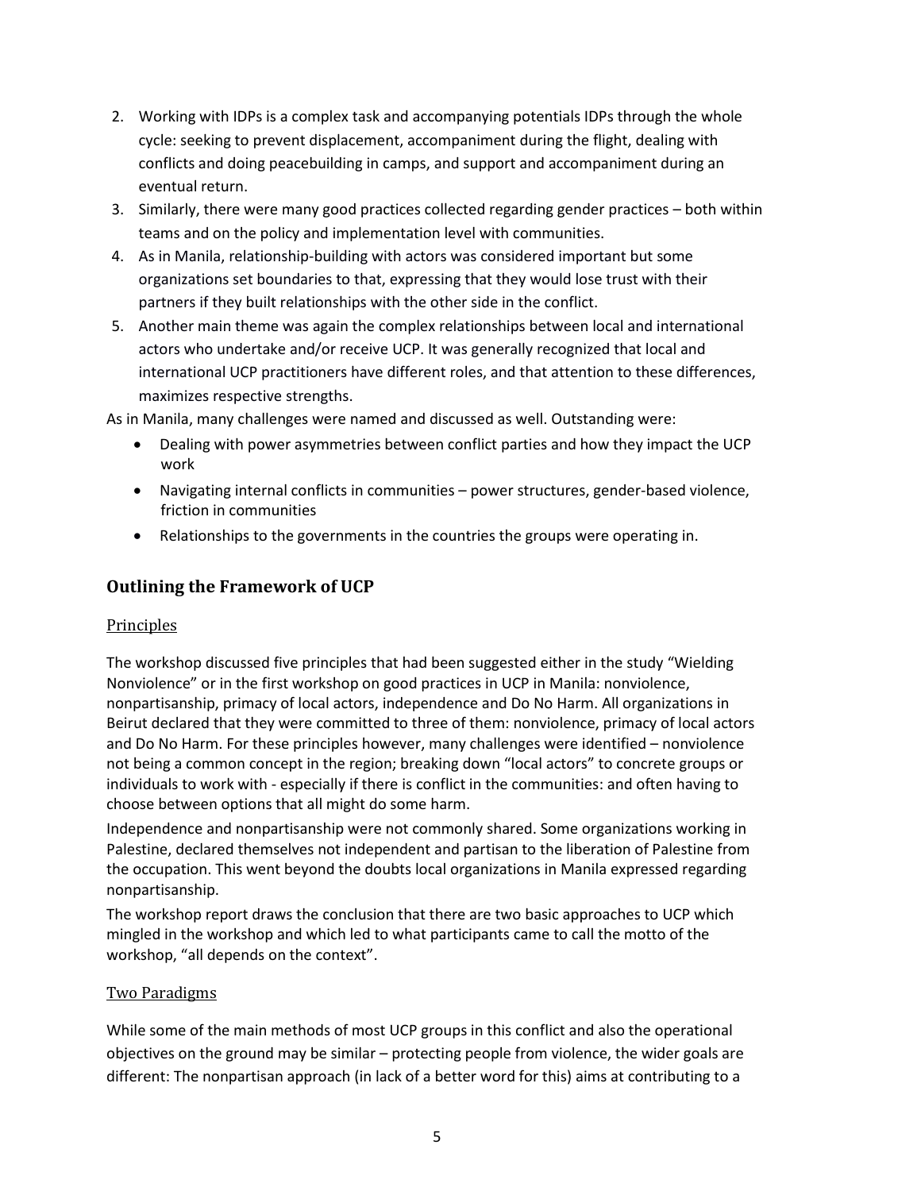2. Working with IDPs is a complex task and accompanying potentials IDPs through the whole cycle: seeking to prevent displacement, accompaniment during the flight, dealing with conflicts and doing peacebuilding in camps, and support and accompaniment during an eventual return.
3. Similarly, there were many good practices collected regarding gender practices – both within teams and on the policy and implementation level with communities.
4. As in Manila, relationship-building with actors was considered important but some organizations set boundaries to that, expressing that they would lose trust with their partners if they built relationships with the other side in the conflict.
5. Another main theme was again the complex relationships between local and international actors who undertake and/or receive UCP. It was generally recognized that local and international UCP practitioners have different roles, and that attention to these differences, maximizes respective strengths.

As in Manila, many challenges were named and discussed as well. Outstanding were:

- Dealing with power asymmetries between conflict parties and how they impact the UCP work
- Navigating internal conflicts in communities – power structures, gender-based violence, friction in communities
- Relationships to the governments in the countries the groups were operating in.

## Outlining the Framework of UCP

### Principles

The workshop discussed five principles that had been suggested either in the study "Wielding Nonviolence" or in the first workshop on good practices in UCP in Manila: nonviolence, nonpartisanship, primacy of local actors, independence and Do No Harm. All organizations in Beirut declared that they were committed to three of them: nonviolence, primacy of local actors and Do No Harm. For these principles however, many challenges were identified – nonviolence not being a common concept in the region; breaking down "local actors" to concrete groups or individuals to work with - especially if there is conflict in the communities: and often having to choose between options that all might do some harm.

Independence and nonpartisanship were not commonly shared. Some organizations working in Palestine, declared themselves not independent and partisan to the liberation of Palestine from the occupation. This went beyond the doubts local organizations in Manila expressed regarding nonpartisanship.

The workshop report draws the conclusion that there are two basic approaches to UCP which mingled in the workshop and which led to what participants came to call the motto of the workshop, "all depends on the context".

### Two Paradigms

While some of the main methods of most UCP groups in this conflict and also the operational objectives on the ground may be similar – protecting people from violence, the wider goals are different: The nonpartisan approach (in lack of a better word for this) aims at contributing to a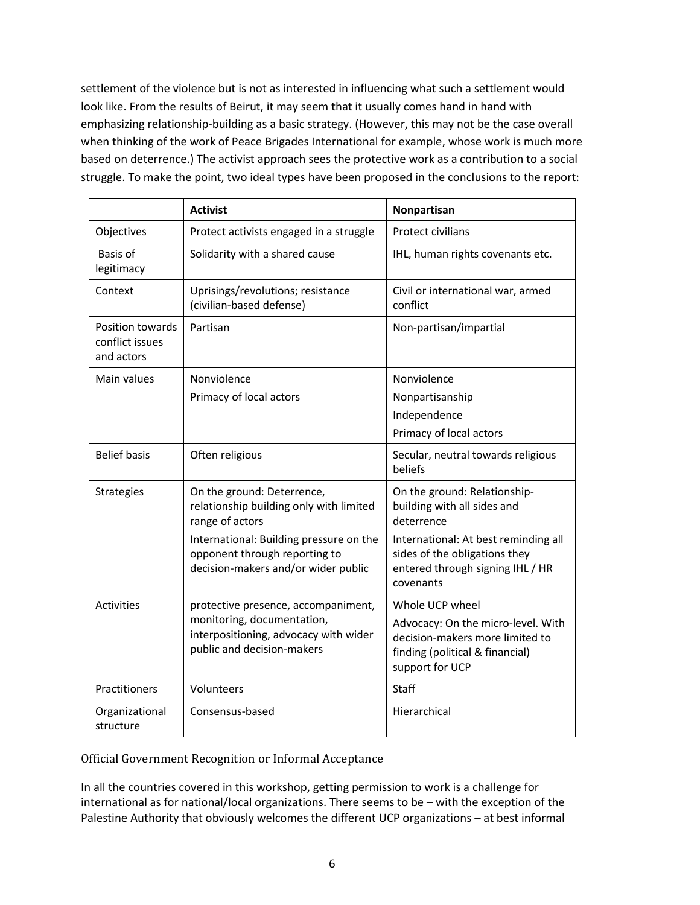settlement of the violence but is not as interested in influencing what such a settlement would look like. From the results of Beirut, it may seem that it usually comes hand in hand with emphasizing relationship-building as a basic strategy. (However, this may not be the case overall when thinking of the work of Peace Brigades International for example, whose work is much more based on deterrence.) The activist approach sees the protective work as a contribution to a social struggle. To make the point, two ideal types have been proposed in the conclusions to the report:

| | **Activist** | **Nonpartisan** |
|---|---|---|
| Objectives | Protect activists engaged in a struggle | Protect civilians |
| Basis of legitimacy | Solidarity with a shared cause | IHL, human rights covenants etc. |
| Context | Uprisings/revolutions; resistance (civilian-based defense) | Civil or international war, armed conflict |
| Position towards conflict issues and actors | Partisan | Non-partisan/impartial |
| Main values | Nonviolence<br>Primacy of local actors | Nonviolence<br>Nonpartisanship<br>Independence<br>Primacy of local actors |
| Belief basis | Often religious | Secular, neutral towards religious beliefs |
| Strategies | On the ground: Deterrence, relationship building only with limited range of actors<br>International: Building pressure on the opponent through reporting to decision-makers and/or wider public | On the ground: Relationship-building with all sides and deterrence<br>International: At best reminding all sides of the obligations they entered through signing IHL / HR covenants |
| Activities | protective presence, accompaniment, monitoring, documentation, interpositioning, advocacy with wider public and decision-makers | Whole UCP wheel<br>Advocacy: On the micro-level. With decision-makers more limited to finding (political & financial) support for UCP |
| Practitioners | Volunteers | Staff |
| Organizational structure | Consensus-based | Hierarchical |

### Official Government Recognition or Informal Acceptance

In all the countries covered in this workshop, getting permission to work is a challenge for international as for national/local organizations. There seems to be – with the exception of the Palestine Authority that obviously welcomes the different UCP organizations – at best informal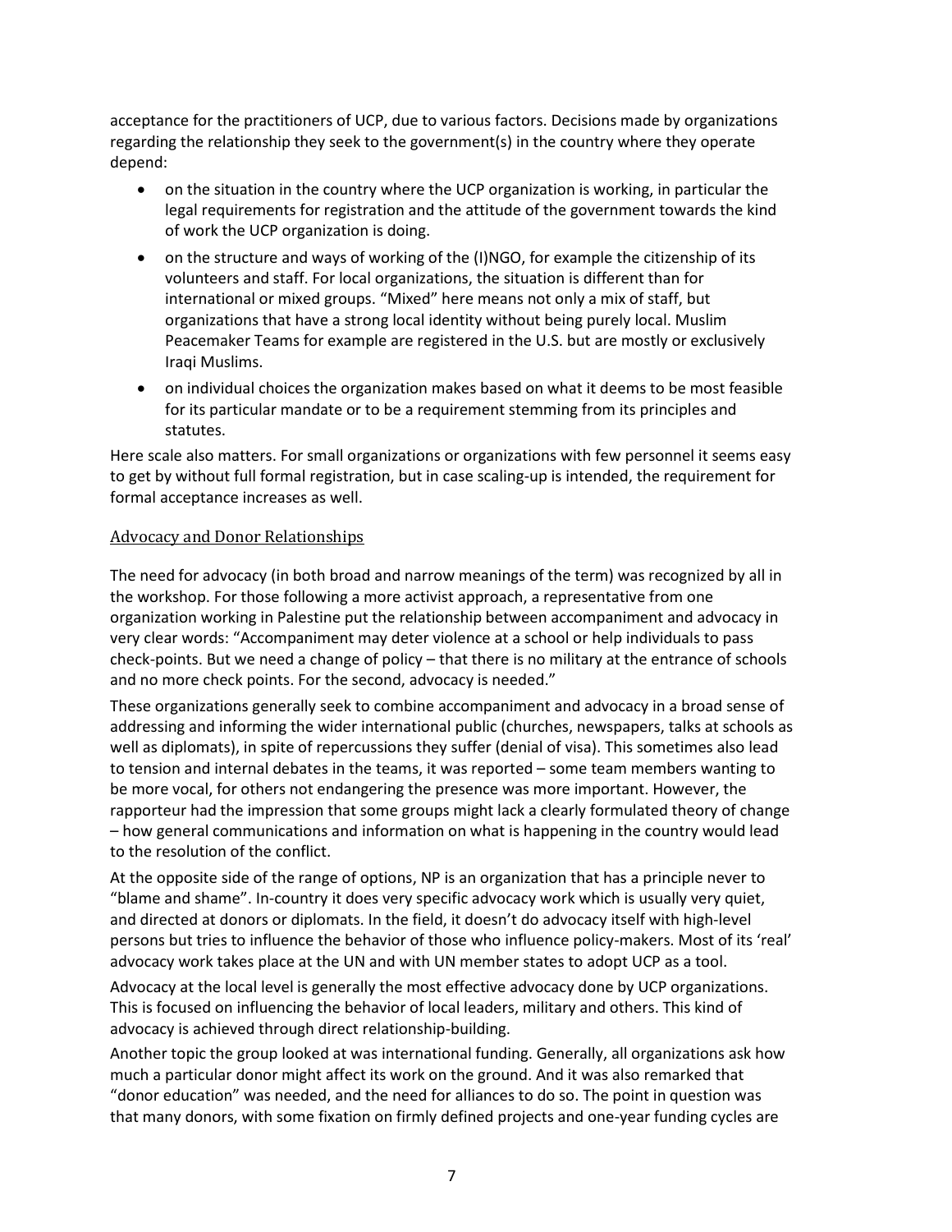acceptance for the practitioners of UCP, due to various factors. Decisions made by organizations regarding the relationship they seek to the government(s) in the country where they operate depend:

- on the situation in the country where the UCP organization is working, in particular the legal requirements for registration and the attitude of the government towards the kind of work the UCP organization is doing.
- on the structure and ways of working of the (I)NGO, for example the citizenship of its volunteers and staff. For local organizations, the situation is different than for international or mixed groups. "Mixed" here means not only a mix of staff, but organizations that have a strong local identity without being purely local. Muslim Peacemaker Teams for example are registered in the U.S. but are mostly or exclusively Iraqi Muslims.
- on individual choices the organization makes based on what it deems to be most feasible for its particular mandate or to be a requirement stemming from its principles and statutes.

Here scale also matters. For small organizations or organizations with few personnel it seems easy to get by without full formal registration, but in case scaling-up is intended, the requirement for formal acceptance increases as well.

## Advocacy and Donor Relationships

The need for advocacy (in both broad and narrow meanings of the term) was recognized by all in the workshop. For those following a more activist approach, a representative from one organization working in Palestine put the relationship between accompaniment and advocacy in very clear words: "Accompaniment may deter violence at a school or help individuals to pass check-points. But we need a change of policy – that there is no military at the entrance of schools and no more check points. For the second, advocacy is needed."

These organizations generally seek to combine accompaniment and advocacy in a broad sense of addressing and informing the wider international public (churches, newspapers, talks at schools as well as diplomats), in spite of repercussions they suffer (denial of visa). This sometimes also lead to tension and internal debates in the teams, it was reported – some team members wanting to be more vocal, for others not endangering the presence was more important. However, the rapporteur had the impression that some groups might lack a clearly formulated theory of change – how general communications and information on what is happening in the country would lead to the resolution of the conflict.

At the opposite side of the range of options, NP is an organization that has a principle never to "blame and shame". In-country it does very specific advocacy work which is usually very quiet, and directed at donors or diplomats. In the field, it doesn't do advocacy itself with high-level persons but tries to influence the behavior of those who influence policy-makers. Most of its 'real' advocacy work takes place at the UN and with UN member states to adopt UCP as a tool.

Advocacy at the local level is generally the most effective advocacy done by UCP organizations. This is focused on influencing the behavior of local leaders, military and others. This kind of advocacy is achieved through direct relationship-building.

Another topic the group looked at was international funding. Generally, all organizations ask how much a particular donor might affect its work on the ground. And it was also remarked that "donor education" was needed, and the need for alliances to do so. The point in question was that many donors, with some fixation on firmly defined projects and one-year funding cycles are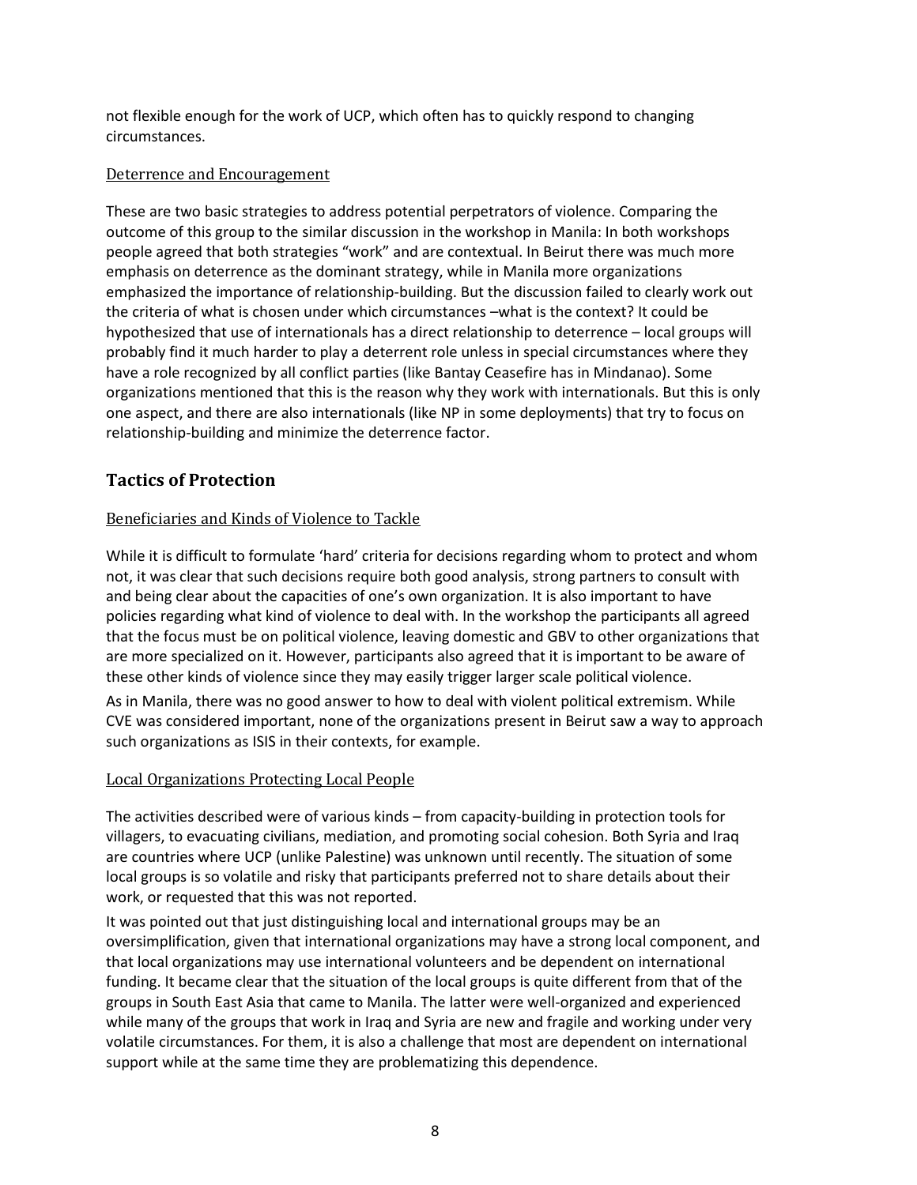not flexible enough for the work of UCP, which often has to quickly respond to changing circumstances.

### Deterrence and Encouragement

These are two basic strategies to address potential perpetrators of violence. Comparing the outcome of this group to the similar discussion in the workshop in Manila: In both workshops people agreed that both strategies "work" and are contextual. In Beirut there was much more emphasis on deterrence as the dominant strategy, while in Manila more organizations emphasized the importance of relationship-building. But the discussion failed to clearly work out the criteria of what is chosen under which circumstances –what is the context? It could be hypothesized that use of internationals has a direct relationship to deterrence – local groups will probably find it much harder to play a deterrent role unless in special circumstances where they have a role recognized by all conflict parties (like Bantay Ceasefire has in Mindanao). Some organizations mentioned that this is the reason why they work with internationals. But this is only one aspect, and there are also internationals (like NP in some deployments) that try to focus on relationship-building and minimize the deterrence factor.

## Tactics of Protection

### Beneficiaries and Kinds of Violence to Tackle

While it is difficult to formulate 'hard' criteria for decisions regarding whom to protect and whom not, it was clear that such decisions require both good analysis, strong partners to consult with and being clear about the capacities of one's own organization. It is also important to have policies regarding what kind of violence to deal with. In the workshop the participants all agreed that the focus must be on political violence, leaving domestic and GBV to other organizations that are more specialized on it. However, participants also agreed that it is important to be aware of these other kinds of violence since they may easily trigger larger scale political violence.

As in Manila, there was no good answer to how to deal with violent political extremism. While CVE was considered important, none of the organizations present in Beirut saw a way to approach such organizations as ISIS in their contexts, for example.

### Local Organizations Protecting Local People

The activities described were of various kinds – from capacity-building in protection tools for villagers, to evacuating civilians, mediation, and promoting social cohesion. Both Syria and Iraq are countries where UCP (unlike Palestine) was unknown until recently. The situation of some local groups is so volatile and risky that participants preferred not to share details about their work, or requested that this was not reported.

It was pointed out that just distinguishing local and international groups may be an oversimplification, given that international organizations may have a strong local component, and that local organizations may use international volunteers and be dependent on international funding. It became clear that the situation of the local groups is quite different from that of the groups in South East Asia that came to Manila. The latter were well-organized and experienced while many of the groups that work in Iraq and Syria are new and fragile and working under very volatile circumstances. For them, it is also a challenge that most are dependent on international support while at the same time they are problematizing this dependence.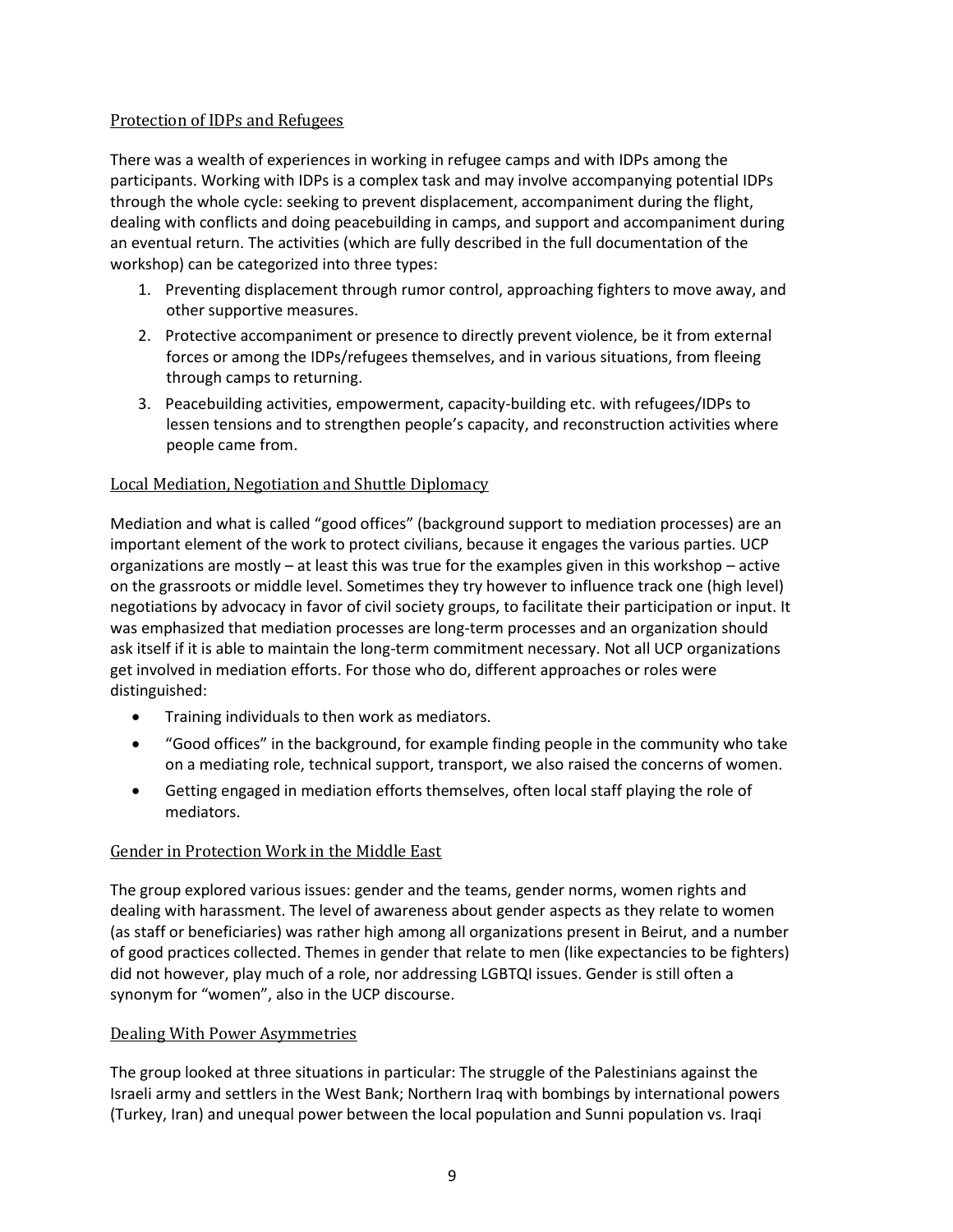## Protection of IDPs and Refugees

There was a wealth of experiences in working in refugee camps and with IDPs among the participants. Working with IDPs is a complex task and may involve accompanying potential IDPs through the whole cycle: seeking to prevent displacement, accompaniment during the flight, dealing with conflicts and doing peacebuilding in camps, and support and accompaniment during an eventual return. The activities (which are fully described in the full documentation of the workshop) can be categorized into three types:

1. Preventing displacement through rumor control, approaching fighters to move away, and other supportive measures.
2. Protective accompaniment or presence to directly prevent violence, be it from external forces or among the IDPs/refugees themselves, and in various situations, from fleeing through camps to returning.
3. Peacebuilding activities, empowerment, capacity-building etc. with refugees/IDPs to lessen tensions and to strengthen people's capacity, and reconstruction activities where people came from.

## Local Mediation, Negotiation and Shuttle Diplomacy

Mediation and what is called "good offices" (background support to mediation processes) are an important element of the work to protect civilians, because it engages the various parties. UCP organizations are mostly – at least this was true for the examples given in this workshop – active on the grassroots or middle level. Sometimes they try however to influence track one (high level) negotiations by advocacy in favor of civil society groups, to facilitate their participation or input. It was emphasized that mediation processes are long-term processes and an organization should ask itself if it is able to maintain the long-term commitment necessary. Not all UCP organizations get involved in mediation efforts. For those who do, different approaches or roles were distinguished:

- Training individuals to then work as mediators.
- "Good offices" in the background, for example finding people in the community who take on a mediating role, technical support, transport, we also raised the concerns of women.
- Getting engaged in mediation efforts themselves, often local staff playing the role of mediators.

## Gender in Protection Work in the Middle East

The group explored various issues: gender and the teams, gender norms, women rights and dealing with harassment. The level of awareness about gender aspects as they relate to women (as staff or beneficiaries) was rather high among all organizations present in Beirut, and a number of good practices collected. Themes in gender that relate to men (like expectancies to be fighters) did not however, play much of a role, nor addressing LGBTQI issues. Gender is still often a synonym for "women", also in the UCP discourse.

## Dealing With Power Asymmetries

The group looked at three situations in particular: The struggle of the Palestinians against the Israeli army and settlers in the West Bank; Northern Iraq with bombings by international powers (Turkey, Iran) and unequal power between the local population and Sunni population vs. Iraqi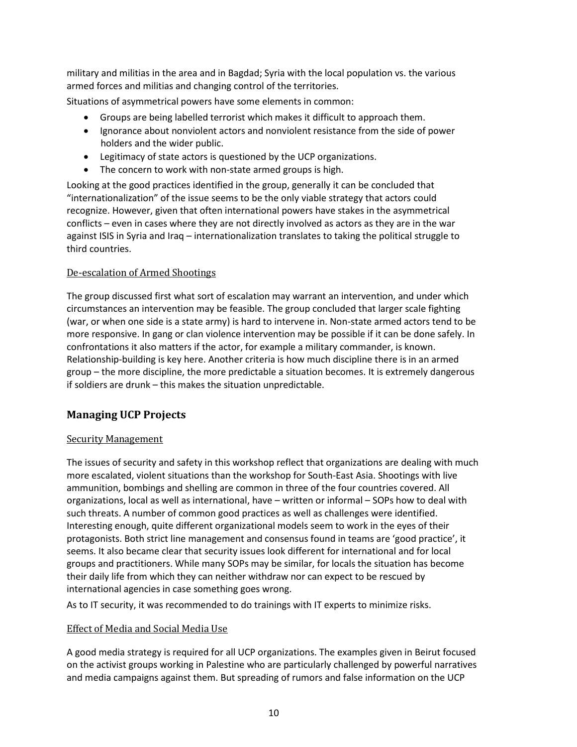military and militias in the area and in Bagdad; Syria with the local population vs. the various armed forces and militias and changing control of the territories.

Situations of asymmetrical powers have some elements in common:

- Groups are being labelled terrorist which makes it difficult to approach them.
- Ignorance about nonviolent actors and nonviolent resistance from the side of power holders and the wider public.
- Legitimacy of state actors is questioned by the UCP organizations.
- The concern to work with non-state armed groups is high.

Looking at the good practices identified in the group, generally it can be concluded that "internationalization" of the issue seems to be the only viable strategy that actors could recognize. However, given that often international powers have stakes in the asymmetrical conflicts – even in cases where they are not directly involved as actors as they are in the war against ISIS in Syria and Iraq – internationalization translates to taking the political struggle to third countries.

### De-escalation of Armed Shootings

The group discussed first what sort of escalation may warrant an intervention, and under which circumstances an intervention may be feasible. The group concluded that larger scale fighting (war, or when one side is a state army) is hard to intervene in. Non-state armed actors tend to be more responsive. In gang or clan violence intervention may be possible if it can be done safely. In confrontations it also matters if the actor, for example a military commander, is known. Relationship-building is key here. Another criteria is how much discipline there is in an armed group – the more discipline, the more predictable a situation becomes. It is extremely dangerous if soldiers are drunk – this makes the situation unpredictable.

## Managing UCP Projects

### Security Management

The issues of security and safety in this workshop reflect that organizations are dealing with much more escalated, violent situations than the workshop for South-East Asia. Shootings with live ammunition, bombings and shelling are common in three of the four countries covered. All organizations, local as well as international, have – written or informal – SOPs how to deal with such threats. A number of common good practices as well as challenges were identified. Interesting enough, quite different organizational models seem to work in the eyes of their protagonists. Both strict line management and consensus found in teams are 'good practice', it seems. It also became clear that security issues look different for international and for local groups and practitioners. While many SOPs may be similar, for locals the situation has become their daily life from which they can neither withdraw nor can expect to be rescued by international agencies in case something goes wrong.

As to IT security, it was recommended to do trainings with IT experts to minimize risks.

### Effect of Media and Social Media Use

A good media strategy is required for all UCP organizations. The examples given in Beirut focused on the activist groups working in Palestine who are particularly challenged by powerful narratives and media campaigns against them. But spreading of rumors and false information on the UCP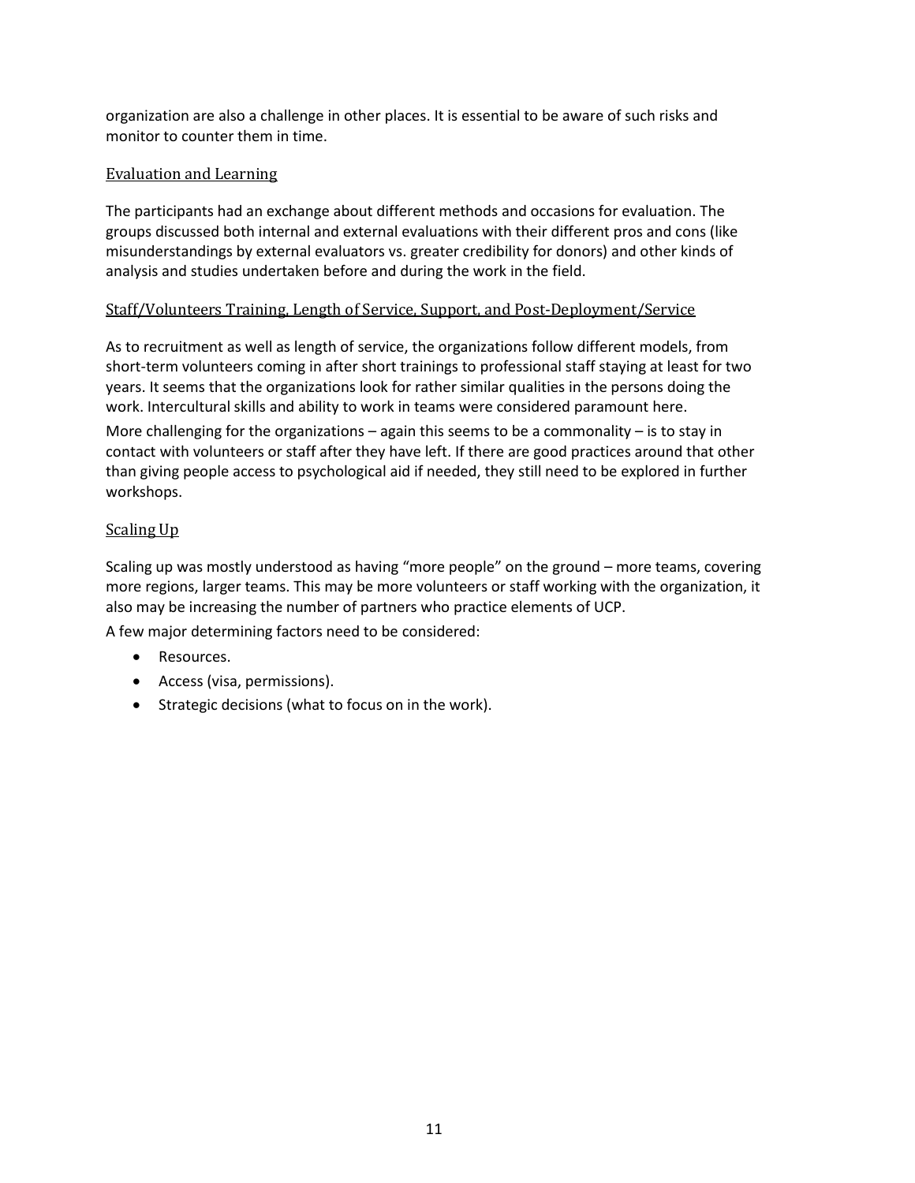organization are also a challenge in other places. It is essential to be aware of such risks and monitor to counter them in time.

## Evaluation and Learning

The participants had an exchange about different methods and occasions for evaluation. The groups discussed both internal and external evaluations with their different pros and cons (like misunderstandings by external evaluators vs. greater credibility for donors) and other kinds of analysis and studies undertaken before and during the work in the field.

## Staff/Volunteers Training, Length of Service, Support, and Post-Deployment/Service

As to recruitment as well as length of service, the organizations follow different models, from short-term volunteers coming in after short trainings to professional staff staying at least for two years. It seems that the organizations look for rather similar qualities in the persons doing the work. Intercultural skills and ability to work in teams were considered paramount here.

More challenging for the organizations – again this seems to be a commonality – is to stay in contact with volunteers or staff after they have left. If there are good practices around that other than giving people access to psychological aid if needed, they still need to be explored in further workshops.

## Scaling Up

Scaling up was mostly understood as having "more people" on the ground – more teams, covering more regions, larger teams. This may be more volunteers or staff working with the organization, it also may be increasing the number of partners who practice elements of UCP.

A few major determining factors need to be considered:

- Resources.
- Access (visa, permissions).
- Strategic decisions (what to focus on in the work).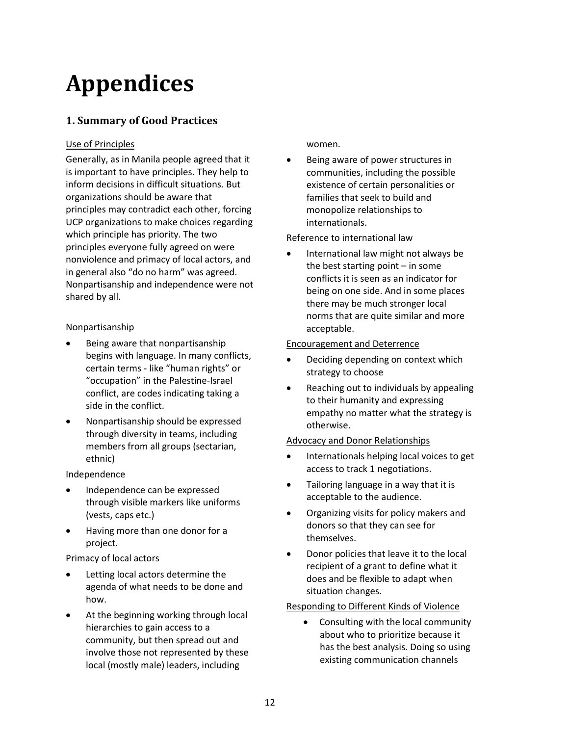# Appendices

## 1. Summary of Good Practices

Use of Principles

Generally, as in Manila people agreed that it is important to have principles. They help to inform decisions in difficult situations. But organizations should be aware that principles may contradict each other, forcing UCP organizations to make choices regarding which principle has priority. The two principles everyone fully agreed on were nonviolence and primacy of local actors, and in general also "do no harm" was agreed. Nonpartisanship and independence were not shared by all.

Nonpartisanship

- Being aware that nonpartisanship begins with language. In many conflicts, certain terms - like "human rights" or "occupation" in the Palestine-Israel conflict, are codes indicating taking a side in the conflict.
- Nonpartisanship should be expressed through diversity in teams, including members from all groups (sectarian, ethnic)

Independence

- Independence can be expressed through visible markers like uniforms (vests, caps etc.)
- Having more than one donor for a project.

Primacy of local actors

- Letting local actors determine the agenda of what needs to be done and how.
- At the beginning working through local hierarchies to gain access to a community, but then spread out and involve those not represented by these local (mostly male) leaders, including women.
- Being aware of power structures in communities, including the possible existence of certain personalities or families that seek to build and monopolize relationships to internationals.

Reference to international law

- International law might not always be the best starting point – in some conflicts it is seen as an indicator for being on one side. And in some places there may be much stronger local norms that are quite similar and more acceptable.

Encouragement and Deterrence

- Deciding depending on context which strategy to choose
- Reaching out to individuals by appealing to their humanity and expressing empathy no matter what the strategy is otherwise.

Advocacy and Donor Relationships

- Internationals helping local voices to get access to track 1 negotiations.
- Tailoring language in a way that it is acceptable to the audience.
- Organizing visits for policy makers and donors so that they can see for themselves.
- Donor policies that leave it to the local recipient of a grant to define what it does and be flexible to adapt when situation changes.

Responding to Different Kinds of Violence

- Consulting with the local community about who to prioritize because it has the best analysis. Doing so using existing communication channels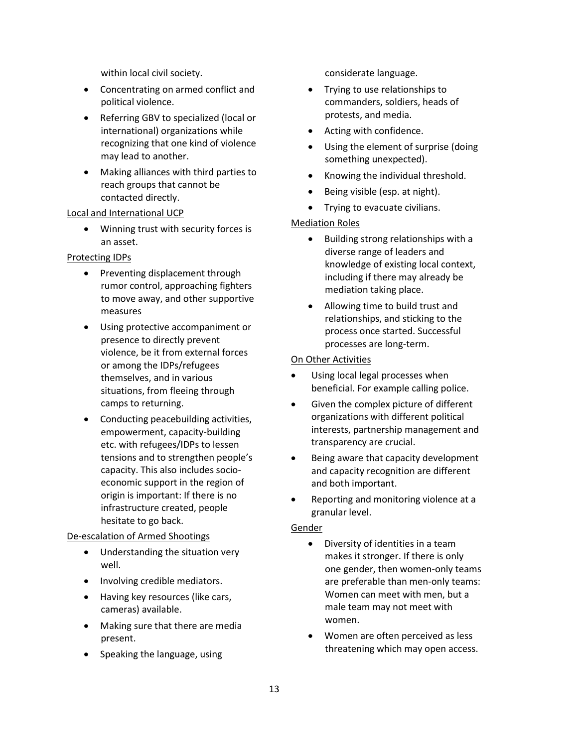within local civil society.

- Concentrating on armed conflict and political violence.
- Referring GBV to specialized (local or international) organizations while recognizing that one kind of violence may lead to another.
- Making alliances with third parties to reach groups that cannot be contacted directly.

Local and International UCP

- Winning trust with security forces is an asset.

Protecting IDPs

- Preventing displacement through rumor control, approaching fighters to move away, and other supportive measures
- Using protective accompaniment or presence to directly prevent violence, be it from external forces or among the IDPs/refugees themselves, and in various situations, from fleeing through camps to returning.
- Conducting peacebuilding activities, empowerment, capacity-building etc. with refugees/IDPs to lessen tensions and to strengthen people's capacity. This also includes socio-economic support in the region of origin is important: If there is no infrastructure created, people hesitate to go back.

De-escalation of Armed Shootings

- Understanding the situation very well.
- Involving credible mediators.
- Having key resources (like cars, cameras) available.
- Making sure that there are media present.
- Speaking the language, using considerate language.
- Trying to use relationships to commanders, soldiers, heads of protests, and media.
- Acting with confidence.
- Using the element of surprise (doing something unexpected).
- Knowing the individual threshold.
- Being visible (esp. at night).
- Trying to evacuate civilians.

Mediation Roles

- Building strong relationships with a diverse range of leaders and knowledge of existing local context, including if there may already be mediation taking place.
- Allowing time to build trust and relationships, and sticking to the process once started. Successful processes are long-term.

On Other Activities

- Using local legal processes when beneficial. For example calling police.
- Given the complex picture of different organizations with different political interests, partnership management and transparency are crucial.
- Being aware that capacity development and capacity recognition are different and both important.
- Reporting and monitoring violence at a granular level.

Gender

- Diversity of identities in a team makes it stronger. If there is only one gender, then women-only teams are preferable than men-only teams: Women can meet with men, but a male team may not meet with women.
- Women are often perceived as less threatening which may open access.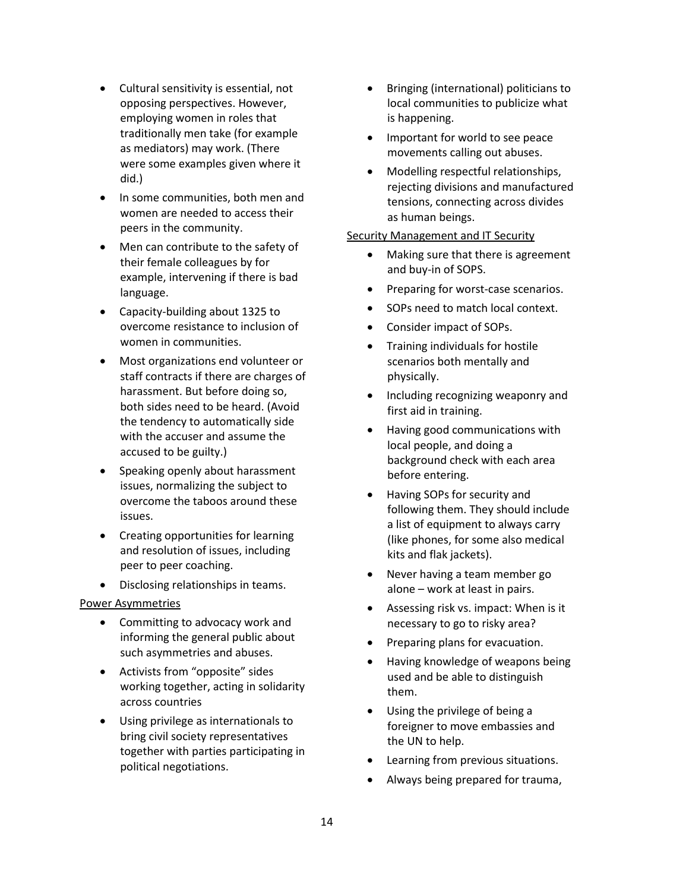- Cultural sensitivity is essential, not opposing perspectives. However, employing women in roles that traditionally men take (for example as mediators) may work. (There were some examples given where it did.)
- In some communities, both men and women are needed to access their peers in the community.
- Men can contribute to the safety of their female colleagues by for example, intervening if there is bad language.
- Capacity-building about 1325 to overcome resistance to inclusion of women in communities.
- Most organizations end volunteer or staff contracts if there are charges of harassment. But before doing so, both sides need to be heard. (Avoid the tendency to automatically side with the accuser and assume the accused to be guilty.)
- Speaking openly about harassment issues, normalizing the subject to overcome the taboos around these issues.
- Creating opportunities for learning and resolution of issues, including peer to peer coaching.
- Disclosing relationships in teams.

<u>Power Asymmetries</u>

- Committing to advocacy work and informing the general public about such asymmetries and abuses.
- Activists from "opposite" sides working together, acting in solidarity across countries
- Using privilege as internationals to bring civil society representatives together with parties participating in political negotiations.
- Bringing (international) politicians to local communities to publicize what is happening.
- Important for world to see peace movements calling out abuses.
- Modelling respectful relationships, rejecting divisions and manufactured tensions, connecting across divides as human beings.

<u>Security Management and IT Security</u>

- Making sure that there is agreement and buy-in of SOPS.
- Preparing for worst-case scenarios.
- SOPs need to match local context.
- Consider impact of SOPs.
- Training individuals for hostile scenarios both mentally and physically.
- Including recognizing weaponry and first aid in training.
- Having good communications with local people, and doing a background check with each area before entering.
- Having SOPs for security and following them. They should include a list of equipment to always carry (like phones, for some also medical kits and flak jackets).
- Never having a team member go alone – work at least in pairs.
- Assessing risk vs. impact: When is it necessary to go to risky area?
- Preparing plans for evacuation.
- Having knowledge of weapons being used and be able to distinguish them.
- Using the privilege of being a foreigner to move embassies and the UN to help.
- Learning from previous situations.
- Always being prepared for trauma,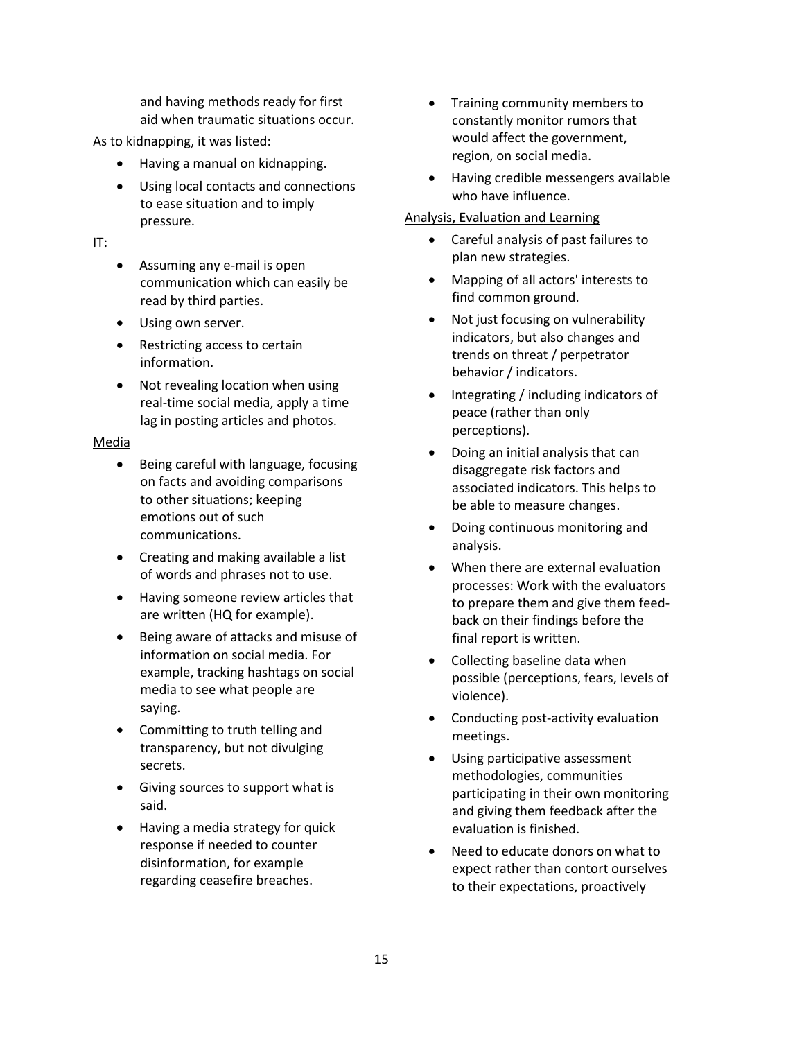and having methods ready for first aid when traumatic situations occur.

As to kidnapping, it was listed:

- Having a manual on kidnapping.
- Using local contacts and connections to ease situation and to imply pressure.

IT:

- Assuming any e-mail is open communication which can easily be read by third parties.
- Using own server.
- Restricting access to certain information.
- Not revealing location when using real-time social media, apply a time lag in posting articles and photos.

<u>Media</u>

- Being careful with language, focusing on facts and avoiding comparisons to other situations; keeping emotions out of such communications.
- Creating and making available a list of words and phrases not to use.
- Having someone review articles that are written (HQ for example).
- Being aware of attacks and misuse of information on social media. For example, tracking hashtags on social media to see what people are saying.
- Committing to truth telling and transparency, but not divulging secrets.
- Giving sources to support what is said.
- Having a media strategy for quick response if needed to counter disinformation, for example regarding ceasefire breaches.
- Training community members to constantly monitor rumors that would affect the government, region, on social media.
- Having credible messengers available who have influence.

<u>Analysis, Evaluation and Learning</u>

- Careful analysis of past failures to plan new strategies.
- Mapping of all actors' interests to find common ground.
- Not just focusing on vulnerability indicators, but also changes and trends on threat / perpetrator behavior / indicators.
- Integrating / including indicators of peace (rather than only perceptions).
- Doing an initial analysis that can disaggregate risk factors and associated indicators. This helps to be able to measure changes.
- Doing continuous monitoring and analysis.
- When there are external evaluation processes: Work with the evaluators to prepare them and give them feed-back on their findings before the final report is written.
- Collecting baseline data when possible (perceptions, fears, levels of violence).
- Conducting post-activity evaluation meetings.
- Using participative assessment methodologies, communities participating in their own monitoring and giving them feedback after the evaluation is finished.
- Need to educate donors on what to expect rather than contort ourselves to their expectations, proactively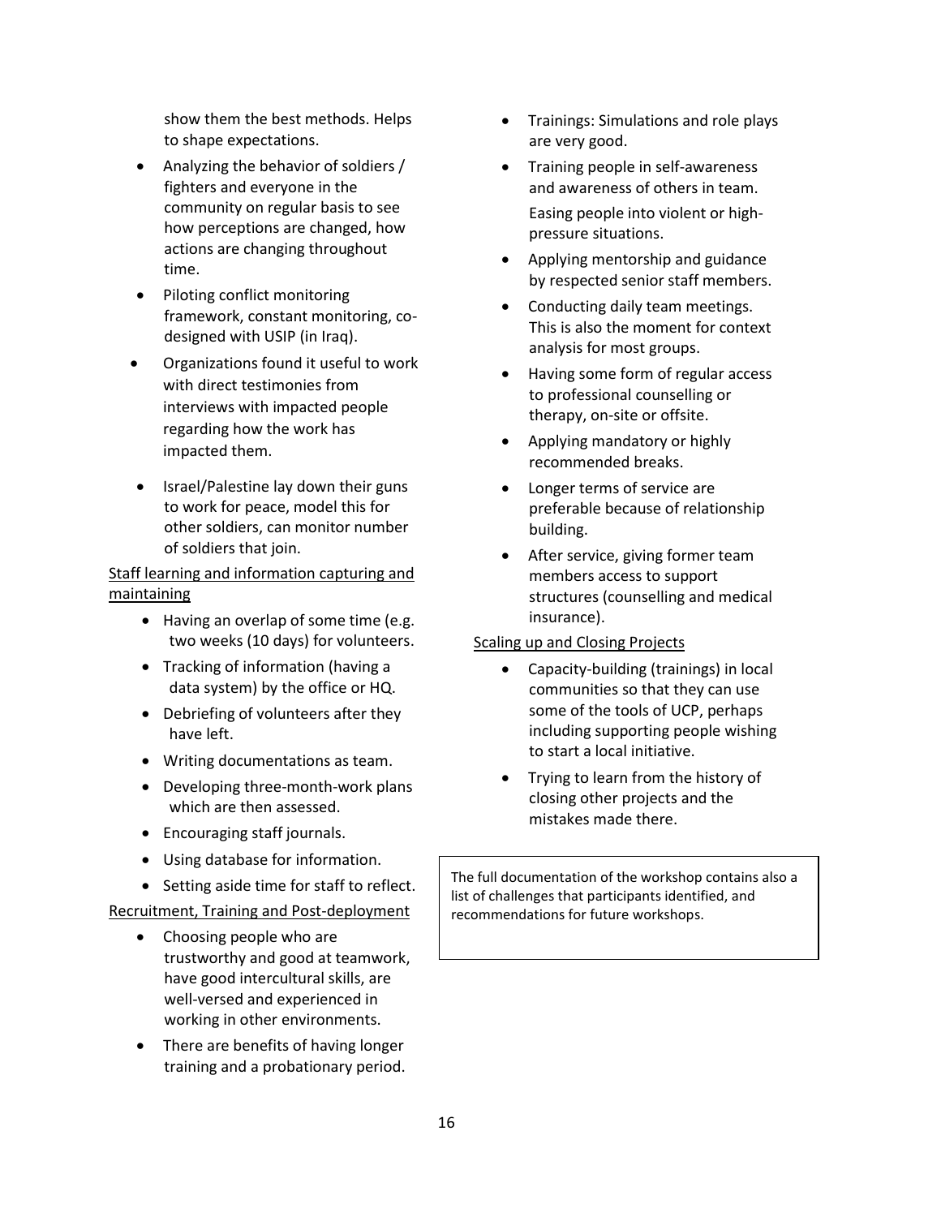show them the best methods. Helps to shape expectations.

- Analyzing the behavior of soldiers / fighters and everyone in the community on regular basis to see how perceptions are changed, how actions are changing throughout time.
- Piloting conflict monitoring framework, constant monitoring, co-designed with USIP (in Iraq).
- Organizations found it useful to work with direct testimonies from interviews with impacted people regarding how the work has impacted them.
- Israel/Palestine lay down their guns to work for peace, model this for other soldiers, can monitor number of soldiers that join.

Staff learning and information capturing and maintaining

- Having an overlap of some time (e.g. two weeks (10 days) for volunteers.
- Tracking of information (having a data system) by the office or HQ.
- Debriefing of volunteers after they have left.
- Writing documentations as team.
- Developing three-month-work plans which are then assessed.
- Encouraging staff journals.
- Using database for information.
- Setting aside time for staff to reflect.

Recruitment, Training and Post-deployment

- Choosing people who are trustworthy and good at teamwork, have good intercultural skills, are well-versed and experienced in working in other environments.
- There are benefits of having longer training and a probationary period.
- Trainings: Simulations and role plays are very good.
- Training people in self-awareness and awareness of others in team. Easing people into violent or high-pressure situations.
- Applying mentorship and guidance by respected senior staff members.
- Conducting daily team meetings. This is also the moment for context analysis for most groups.
- Having some form of regular access to professional counselling or therapy, on-site or offsite.
- Applying mandatory or highly recommended breaks.
- Longer terms of service are preferable because of relationship building.
- After service, giving former team members access to support structures (counselling and medical insurance).

Scaling up and Closing Projects

- Capacity-building (trainings) in local communities so that they can use some of the tools of UCP, perhaps including supporting people wishing to start a local initiative.
- Trying to learn from the history of closing other projects and the mistakes made there.

The full documentation of the workshop contains also a list of challenges that participants identified, and recommendations for future workshops.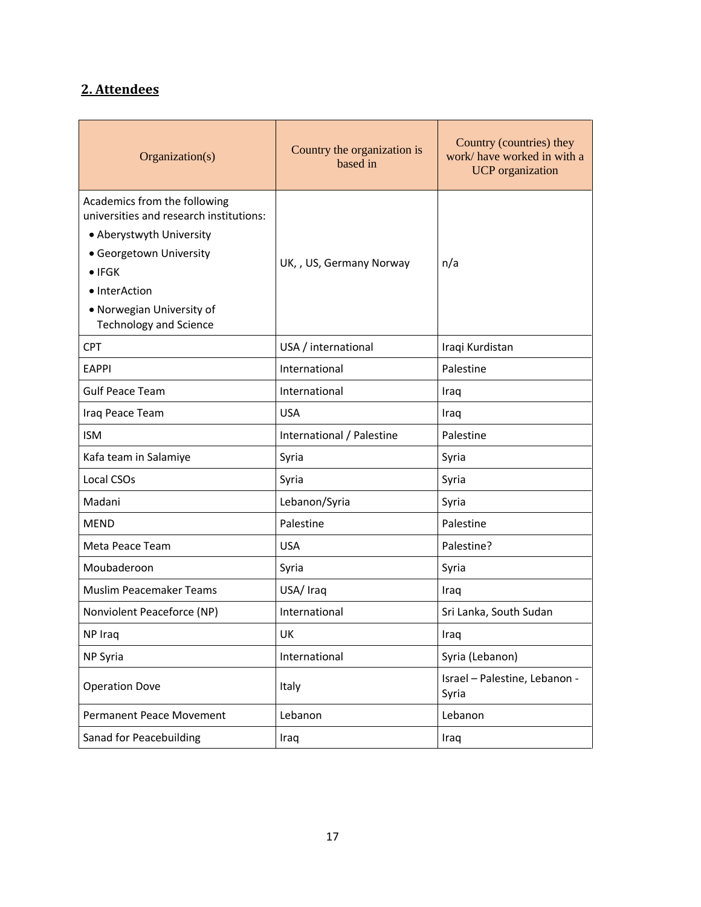## 2. Attendees

| Organization(s) | Country the organization is based in | Country (countries) they work/ have worked in with a UCP organization |
|---|---|---|
| Academics from the following universities and research institutions:<br>• Aberystwyth University<br>• Georgetown University<br>• IFGK<br>• InterAction<br>• Norwegian University of Technology and Science | UK, , US, Germany Norway | n/a |
| CPT | USA / international | Iraqi Kurdistan |
| EAPPI | International | Palestine |
| Gulf Peace Team | International | Iraq |
| Iraq Peace Team | USA | Iraq |
| ISM | International / Palestine | Palestine |
| Kafa team in Salamiye | Syria | Syria |
| Local CSOs | Syria | Syria |
| Madani | Lebanon/Syria | Syria |
| MEND | Palestine | Palestine |
| Meta Peace Team | USA | Palestine? |
| Moubaderoon | Syria | Syria |
| Muslim Peacemaker Teams | USA/ Iraq | Iraq |
| Nonviolent Peaceforce (NP) | International | Sri Lanka, South Sudan |
| NP Iraq | UK | Iraq |
| NP Syria | International | Syria (Lebanon) |
| Operation Dove | Italy | Israel – Palestine, Lebanon - Syria |
| Permanent Peace Movement | Lebanon | Lebanon |
| Sanad for Peacebuilding | Iraq | Iraq |